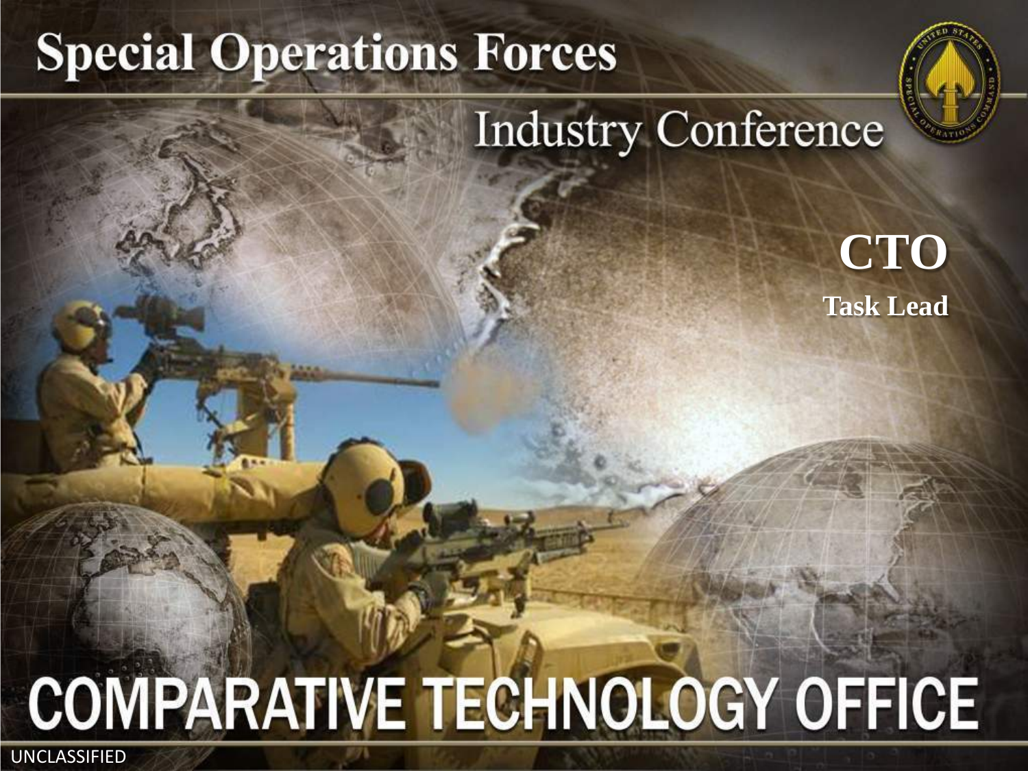# Special Operations Forces

## Industry Conference

**CTO**

**Task Lead**

# COMPARATIVE TECHNOLOGY OFFICE

UNCLASSIFIED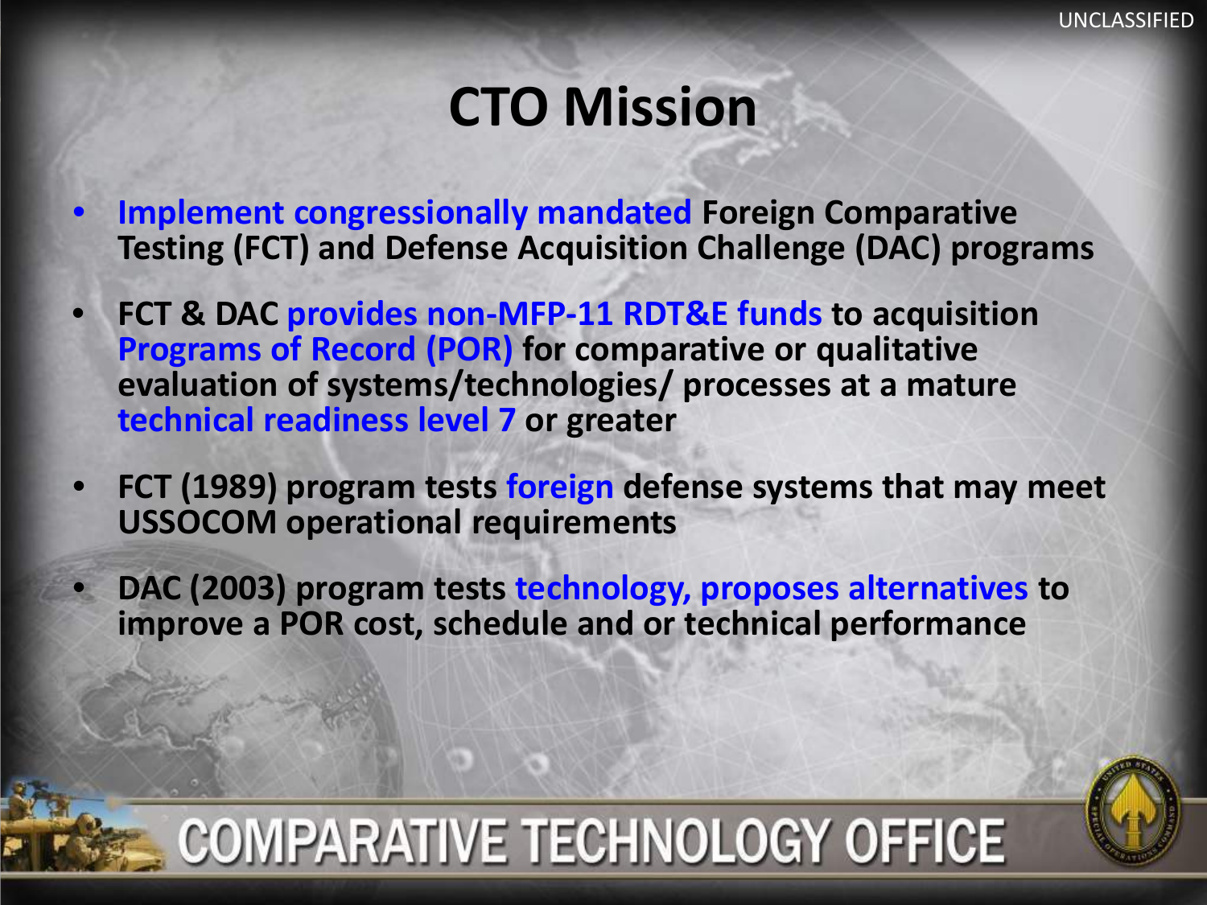# CTO Mission

- Implement congressionally mandated Foreign Comparative Testing (FCT) and Defense Acquisition Challenge (DAC) programs
- FCT & DAC provides non-MFP-11 RDT&E funds to acquisition Programs of Record (POR) for comparative or qualitative evaluation of systems/technologies/ processes at a mature technical readiness level 7 or greater
- FCT (1989) program tests foreign defense systems that may meet USSOCOM operational requirements
- DAC (2003) program tests technology, proposes alternatives to improve a POR cost, schedule and or technical performance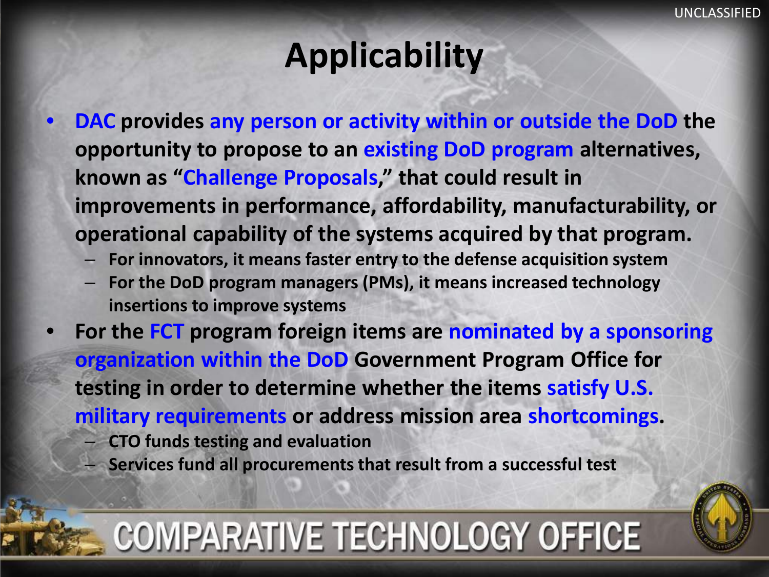# Applicability

- DAC provides any person or activity within or outside the DoD the opportunity to propose to an existing DoD program alternatives, known as "Challenge Proposals," that could result in improvements in performance, affordability, manufacturability, or operational capability of the systems acquired by that program.
  - For innovators, it means faster entry to the defense acquisition system
  - For the DoD program managers (PMs), it means increased technology insertions to improve systems
- For the FCT program foreign items are nominated by a sponsoring organization within the DoD Government Program Office for testing in order to determine whether the items satisfy U.S. military requirements or address mission area shortcomings.
  - CTO funds testing and evaluation
  - Services fund all procurements that result from a successful test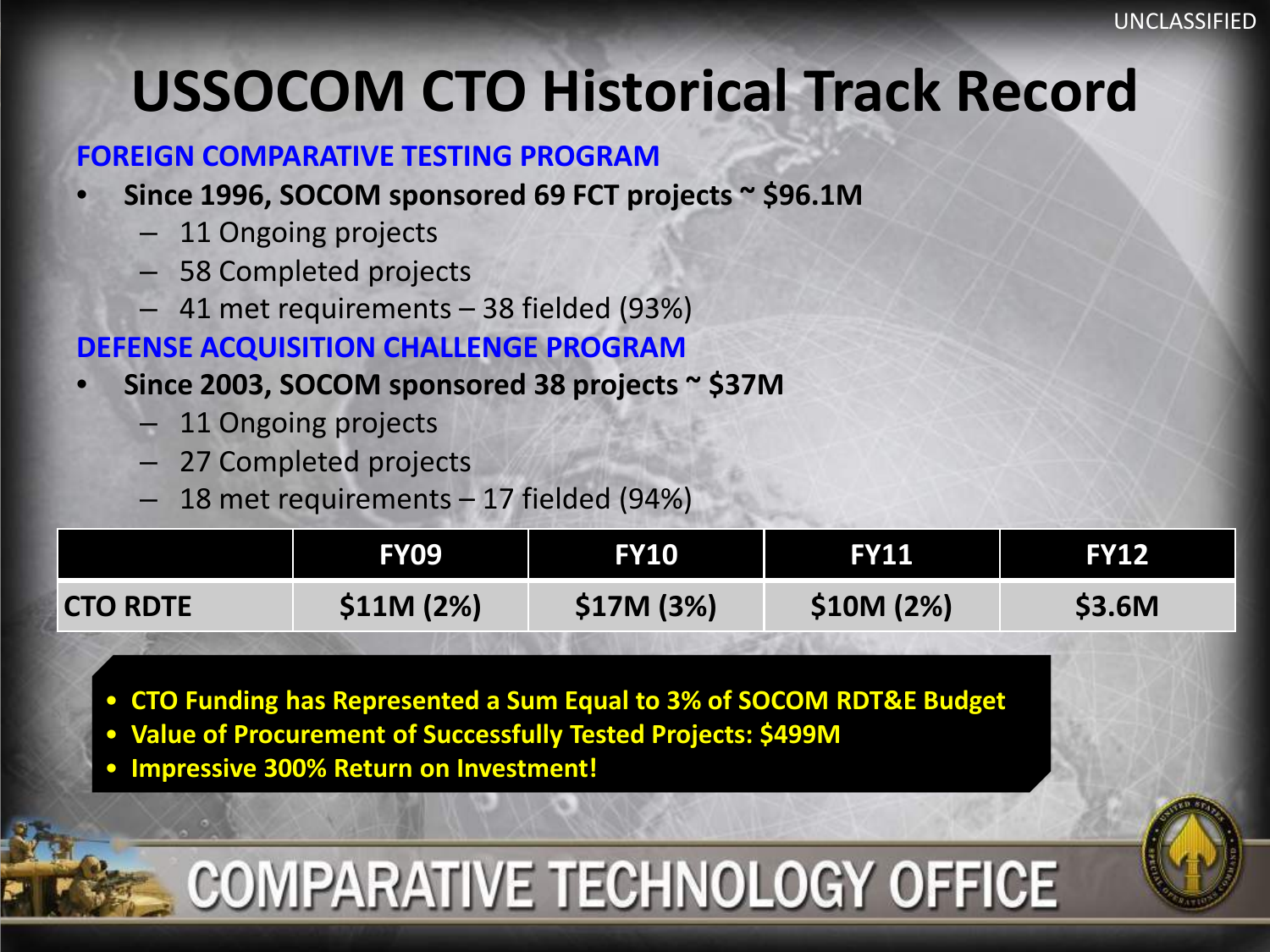UNCLASSIFIED

# USSOCOM CTO Historical Track Record

**FOREIGN COMPARATIVE TESTING PROGRAM**

- **Since 1996, SOCOM sponsored 69 FCT projects ~ $96.1M**
  - 11 Ongoing projects
  - 58 Completed projects
  - 41 met requirements – 38 fielded (93%)

**DEFENSE ACQUISITION CHALLENGE PROGRAM**

- **Since 2003, SOCOM sponsored 38 projects ~ $37M**
  - 11 Ongoing projects
  - 27 Completed projects
  - 18 met requirements – 17 fielded (94%)

| | FY09 | FY10 | FY11 | FY12 |
|---|---|---|---|---|
| **CTO RDTE** | **$11M (2%)** | **$17M (3%)** | **$10M (2%)** | **$3.6M** |

- **CTO Funding has Represented a Sum Equal to 3% of SOCOM RDT&E Budget**
- **Value of Procurement of Successfully Tested Projects: $499M**
- **Impressive 300% Return on Investment!**

COMPARATIVE TECHNOLOGY OFFICE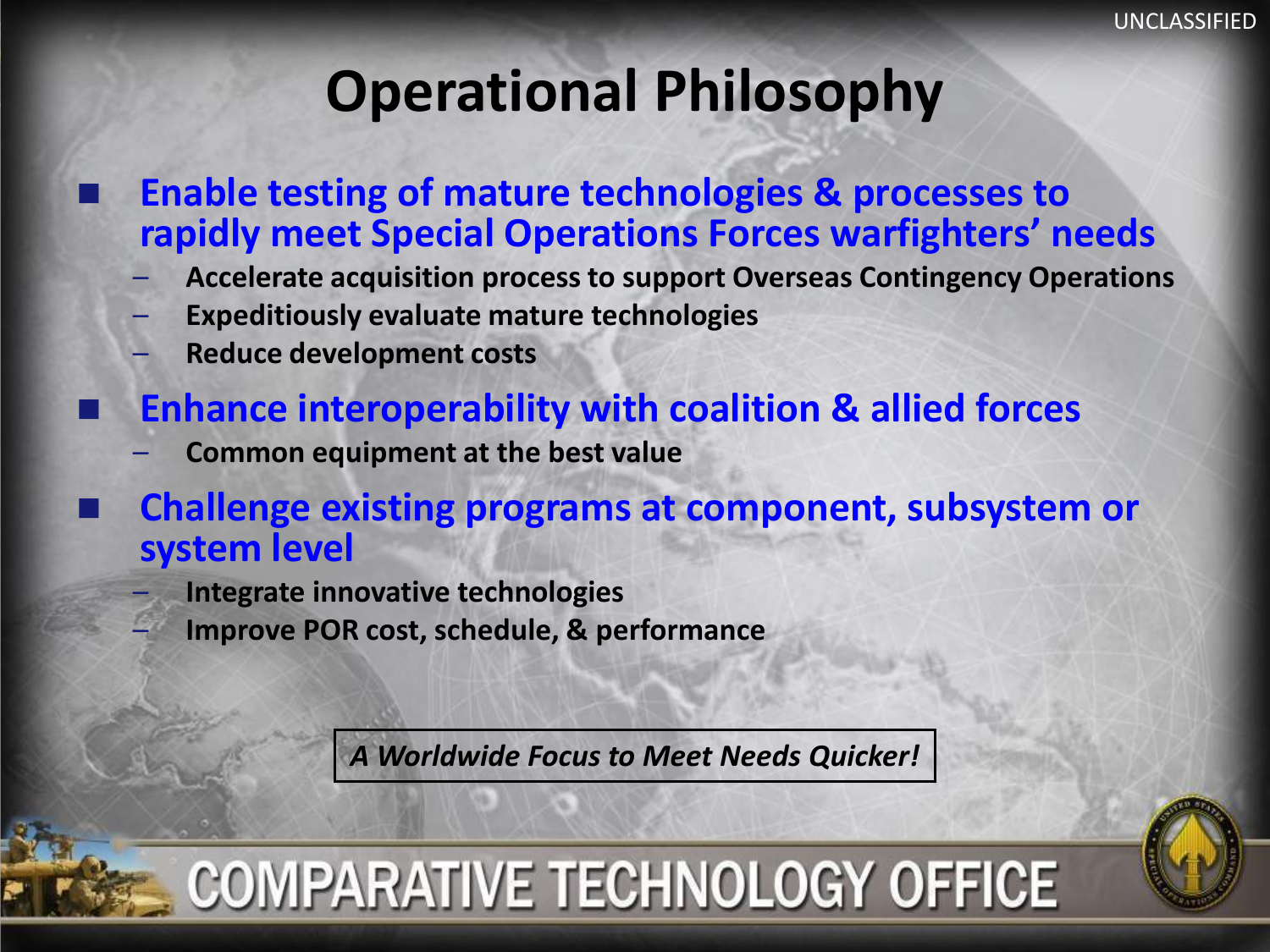# Operational Philosophy

- **Enable testing of mature technologies & processes to rapidly meet Special Operations Forces warfighters' needs**
  - Accelerate acquisition process to support Overseas Contingency Operations
  - Expeditiously evaluate mature technologies
  - Reduce development costs
- **Enhance interoperability with coalition & allied forces**
  - Common equipment at the best value
- **Challenge existing programs at component, subsystem or system level**
  - Integrate innovative technologies
  - Improve POR cost, schedule, & performance

*A Worldwide Focus to Meet Needs Quicker!*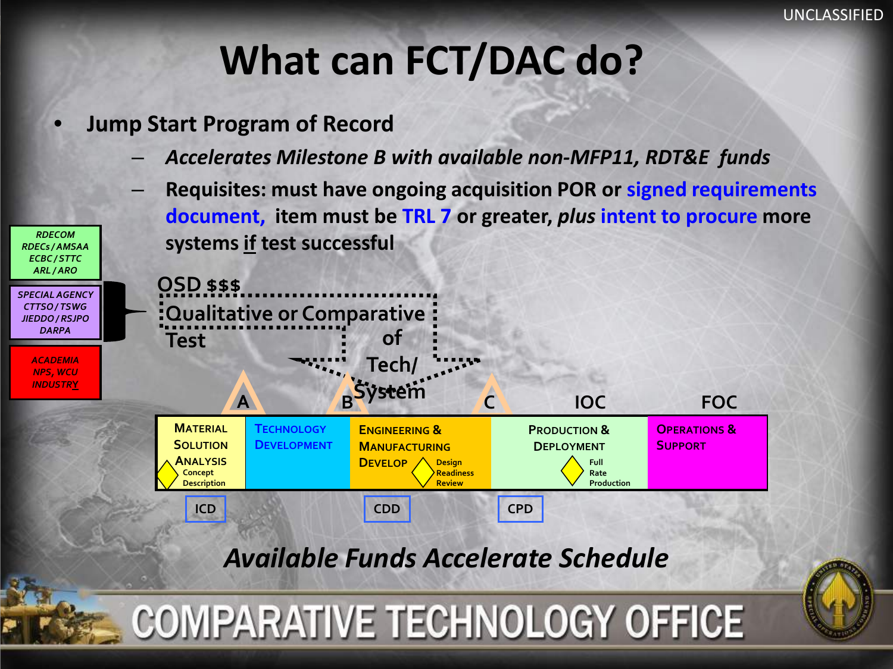# What can FCT/DAC do?

- **Jump Start Program of Record**
  - ***Accelerates Milestone B with available non-MFP11, RDT&E funds***
  - **Requisites: must have ongoing acquisition POR or signed requirements document, item must be TRL 7 or greater, *plus* intent to procure more systems if test successful**

*RDECOM RDECs / AMSAA ECBC / STTC ARL / ARO*

*SPECIAL AGENCY CTTSO / TSWG JIEDDO / RSJPO DARPA*

*ACADEMIA NPS, WCU INDUSTRY*

OSD $$$

Qualitative or Comparative Test of Tech/ System

A B C IOC FOC

| MATERIAL SOLUTION ANALYSIS | TECHNOLOGY DEVELOPMENT | ENGINEERING & MANUFACTURING DEVELOP | PRODUCTION & DEPLOYMENT | OPERATIONS & SUPPORT |
|---|---|---|---|---|
| Concept Description | | Design Readiness Review | Full Rate Production | |

ICD CDD CPD

***Available Funds Accelerate Schedule***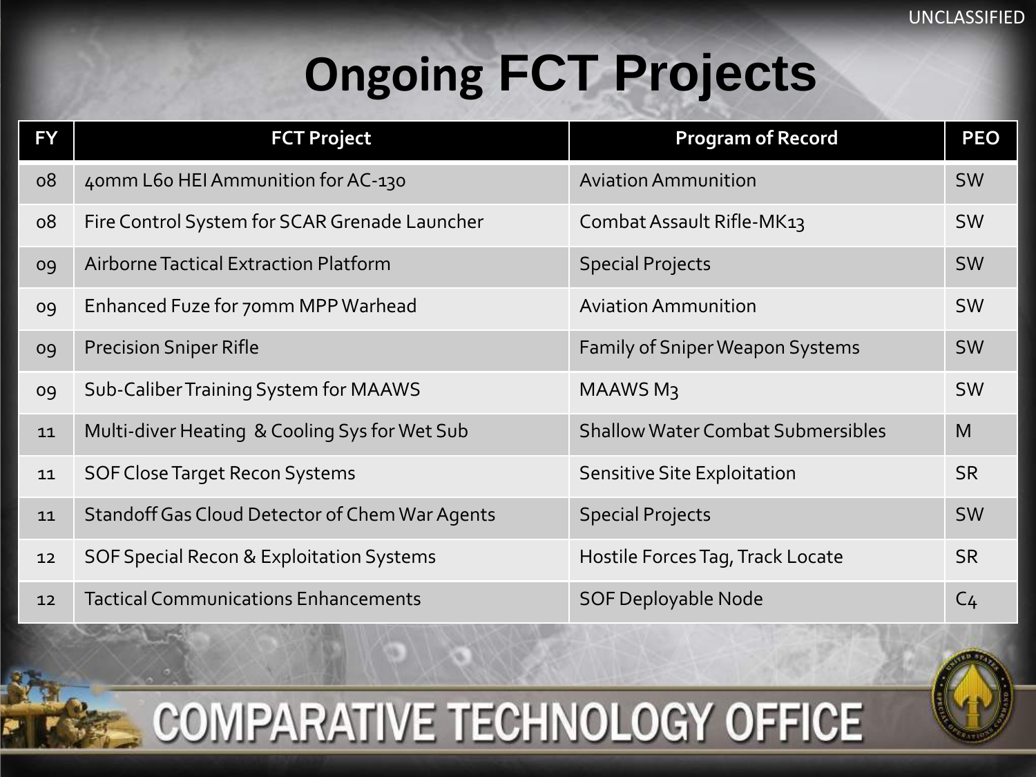UNCLASSIFIED

# Ongoing FCT Projects

| FY | FCT Project | Program of Record | PEO |
|---|---|---|---|
| 08 | 40mm L60 HEI Ammunition for AC-130 | Aviation Ammunition | SW |
| 08 | Fire Control System for SCAR Grenade Launcher | Combat Assault Rifle-MK13 | SW |
| 09 | Airborne Tactical Extraction Platform | Special Projects | SW |
| 09 | Enhanced Fuze for 70mm MPP Warhead | Aviation Ammunition | SW |
| 09 | Precision Sniper Rifle | Family of Sniper Weapon Systems | SW |
| 09 | Sub-Caliber Training System for MAAWS | MAAWS M3 | SW |
| 11 | Multi-diver Heating & Cooling Sys for Wet Sub | Shallow Water Combat Submersibles | M |
| 11 | SOF Close Target Recon Systems | Sensitive Site Exploitation | SR |
| 11 | Standoff Gas Cloud Detector of Chem War Agents | Special Projects | SW |
| 12 | SOF Special Recon & Exploitation Systems | Hostile Forces Tag, Track Locate | SR |
| 12 | Tactical Communications Enhancements | SOF Deployable Node | C4 |

COMPARATIVE TECHNOLOGY OFFICE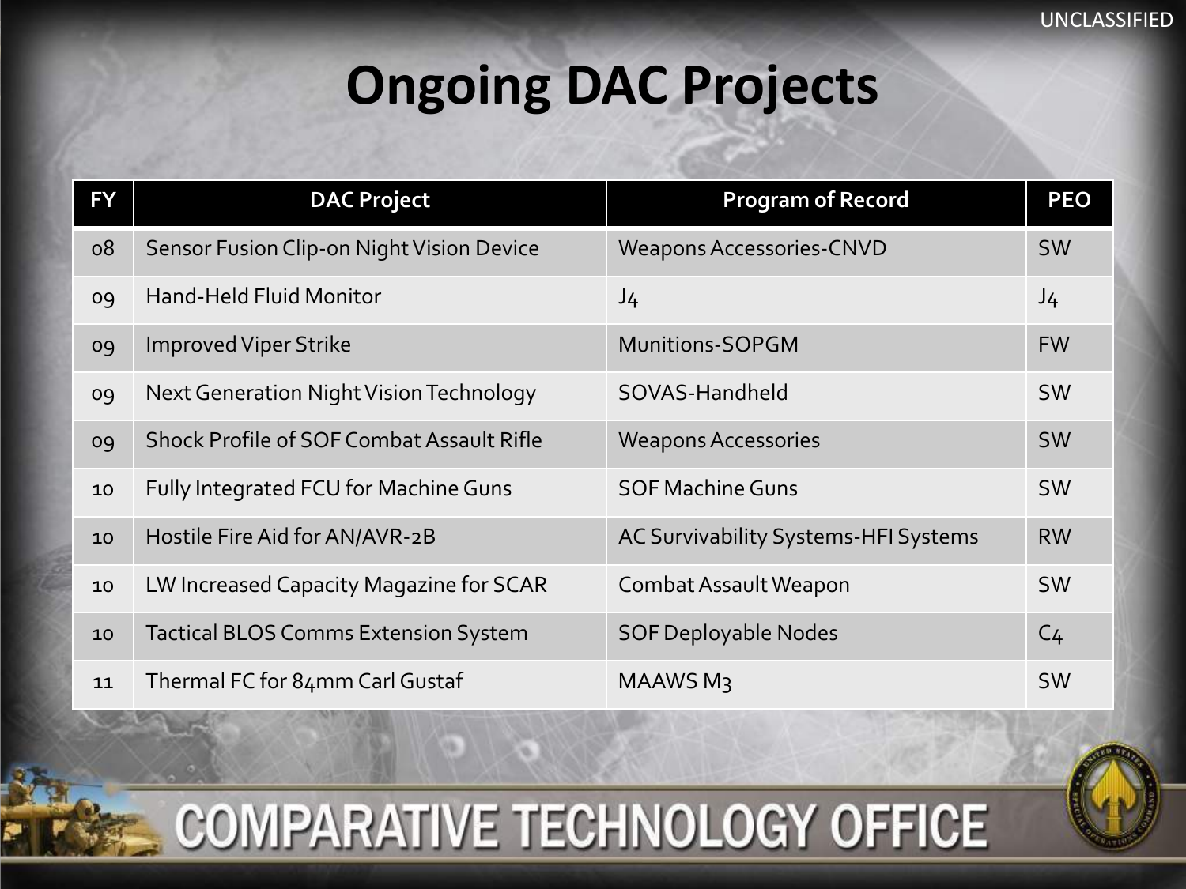UNCLASSIFIED

# Ongoing DAC Projects

| FY | DAC Project | Program of Record | PEO |
|---|---|---|---|
| 08 | Sensor Fusion Clip-on Night Vision Device | Weapons Accessories-CNVD | SW |
| 09 | Hand-Held Fluid Monitor | J4 | J4 |
| 09 | Improved Viper Strike | Munitions-SOPGM | FW |
| 09 | Next Generation Night Vision Technology | SOVAS-Handheld | SW |
| 09 | Shock Profile of SOF Combat Assault Rifle | Weapons Accessories | SW |
| 10 | Fully Integrated FCU for Machine Guns | SOF Machine Guns | SW |
| 10 | Hostile Fire Aid for AN/AVR-2B | AC Survivability Systems-HFI Systems | RW |
| 10 | LW Increased Capacity Magazine for SCAR | Combat Assault Weapon | SW |
| 10 | Tactical BLOS Comms Extension System | SOF Deployable Nodes | C4 |
| 11 | Thermal FC for 84mm Carl Gustaf | MAAWS M3 | SW |

COMPARATIVE TECHNOLOGY OFFICE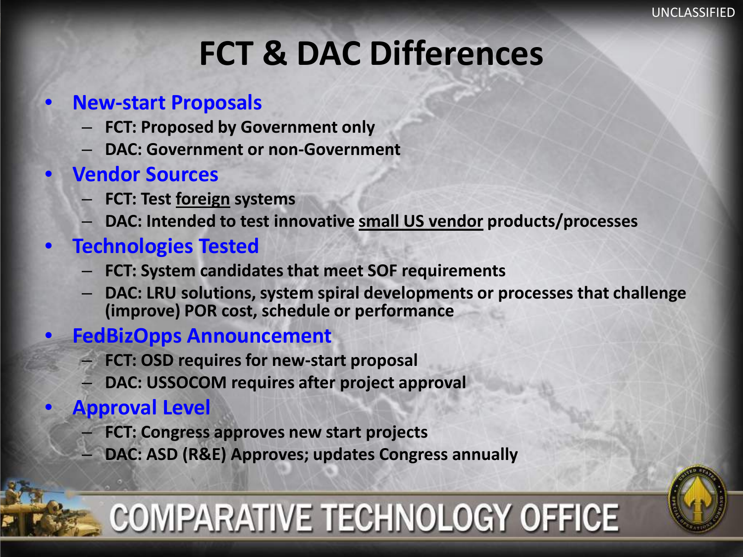# FCT & DAC Differences

- **New-start Proposals**
  - FCT: Proposed by Government only
  - DAC: Government or non-Government
- **Vendor Sources**
  - FCT: Test <u>foreign</u> systems
  - DAC: Intended to test innovative <u>small US vendor</u> products/processes
- **Technologies Tested**
  - FCT: System candidates that meet SOF requirements
  - DAC: LRU solutions, system spiral developments or processes that challenge (improve) POR cost, schedule or performance
- **FedBizOpps Announcement**
  - FCT: OSD requires for new-start proposal
  - DAC: USSOCOM requires after project approval
- **Approval Level**
  - FCT: Congress approves new start projects
  - DAC: ASD (R&E) Approves; updates Congress annually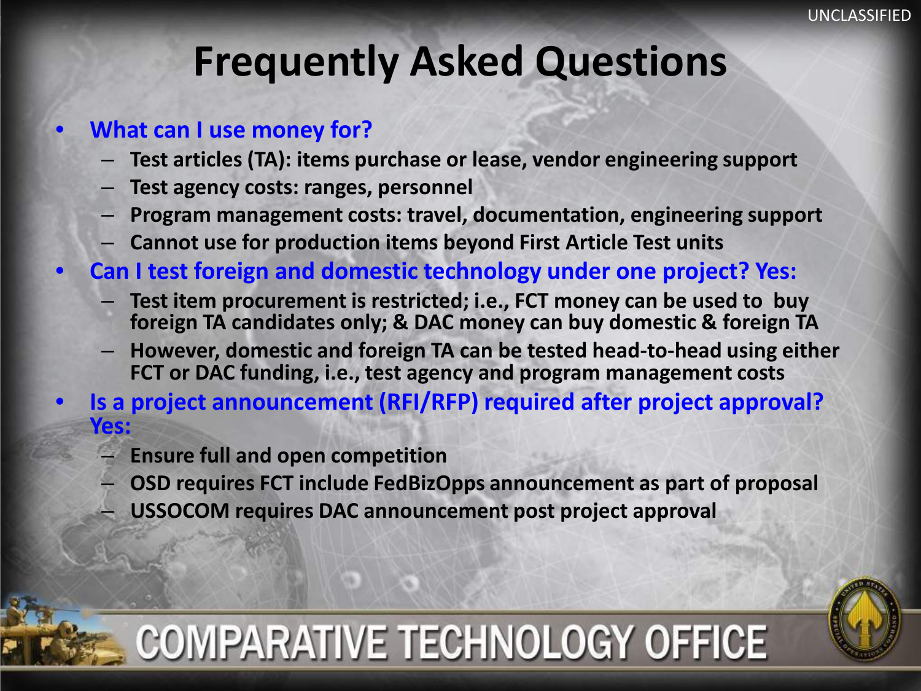# Frequently Asked Questions

- **What can I use money for?**
  - Test articles (TA): items purchase or lease, vendor engineering support
  - Test agency costs: ranges, personnel
  - Program management costs: travel, documentation, engineering support
  - Cannot use for production items beyond First Article Test units
- **Can I test foreign and domestic technology under one project? Yes:**
  - Test item procurement is restricted; i.e., FCT money can be used to buy foreign TA candidates only; & DAC money can buy domestic & foreign TA
  - However, domestic and foreign TA can be tested head-to-head using either FCT or DAC funding, i.e., test agency and program management costs
- **Is a project announcement (RFI/RFP) required after project approval? Yes:**
  - Ensure full and open competition
  - OSD requires FCT include FedBizOpps announcement as part of proposal
  - USSOCOM requires DAC announcement post project approval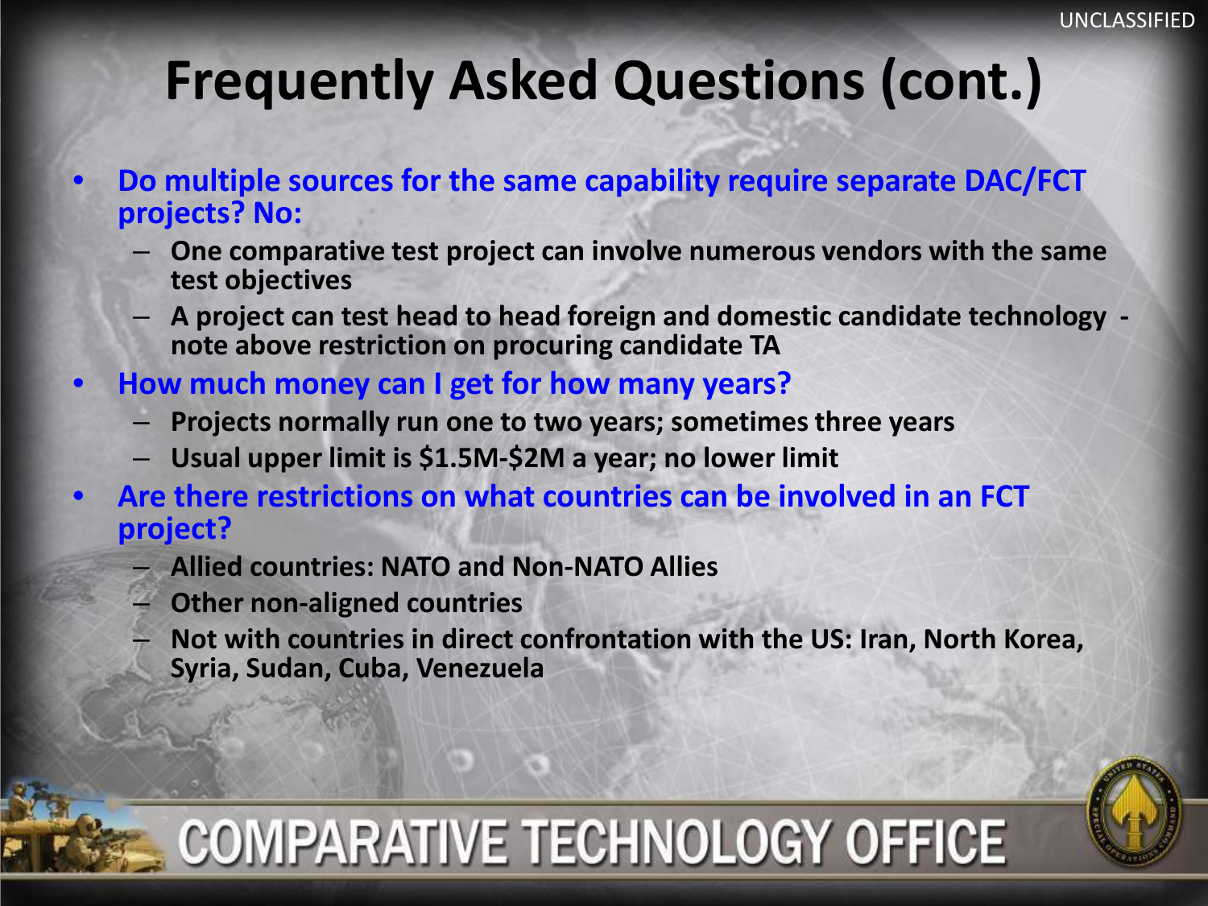# Frequently Asked Questions (cont.)

- **Do multiple sources for the same capability require separate DAC/FCT projects? No:**
  - One comparative test project can involve numerous vendors with the same test objectives
  - A project can test head to head foreign and domestic candidate technology - note above restriction on procuring candidate TA
- **How much money can I get for how many years?**
  - Projects normally run one to two years; sometimes three years
  - Usual upper limit is $1.5M-$2M a year; no lower limit
- **Are there restrictions on what countries can be involved in an FCT project?**
  - Allied countries: NATO and Non-NATO Allies
  - Other non-aligned countries
  - Not with countries in direct confrontation with the US: Iran, North Korea, Syria, Sudan, Cuba, Venezuela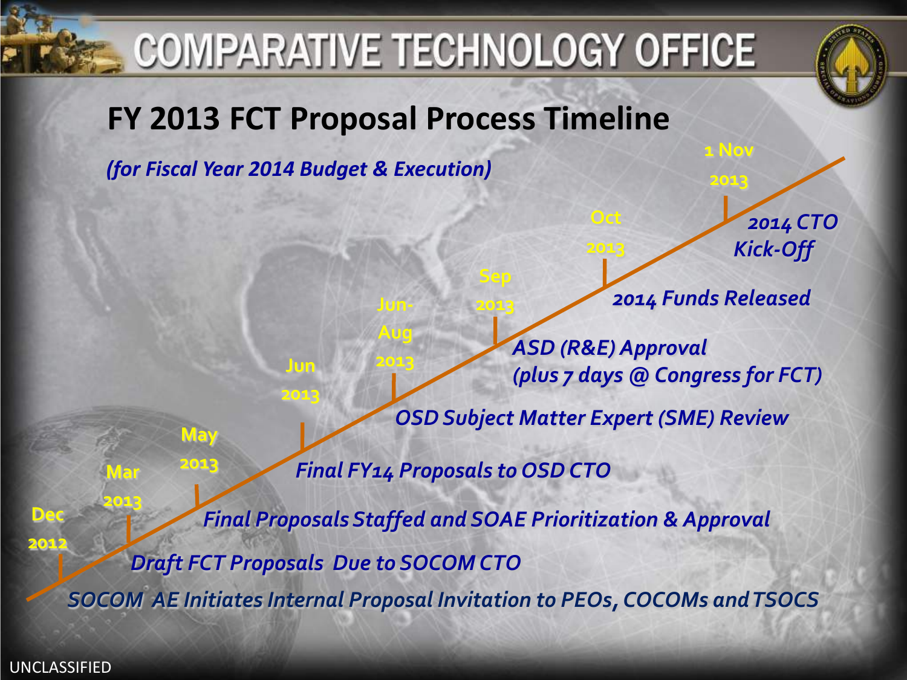# COMPARATIVE TECHNOLOGY OFFICE

## FY 2013 FCT Proposal Process Timeline

*(for Fiscal Year 2014 Budget & Execution)*

- **Dec 2012** — *SOCOM AE Initiates Internal Proposal Invitation to PEOs, COCOMs and TSOCS*
- **Mar 2013** — *Draft FCT Proposals Due to SOCOM CTO*
- **May 2013** — *Final Proposals Staffed and SOAE Prioritization & Approval*
- **Jun 2013** — *Final FY14 Proposals to OSD CTO*
- **Jun-Aug 2013** — *OSD Subject Matter Expert (SME) Review*
- **Sep 2013** — *ASD (R&E) Approval (plus 7 days @ Congress for FCT)*
- **Oct 2013** — *2014 Funds Released*
- **1 Nov 2013** — *2014 CTO Kick-Off*

UNCLASSIFIED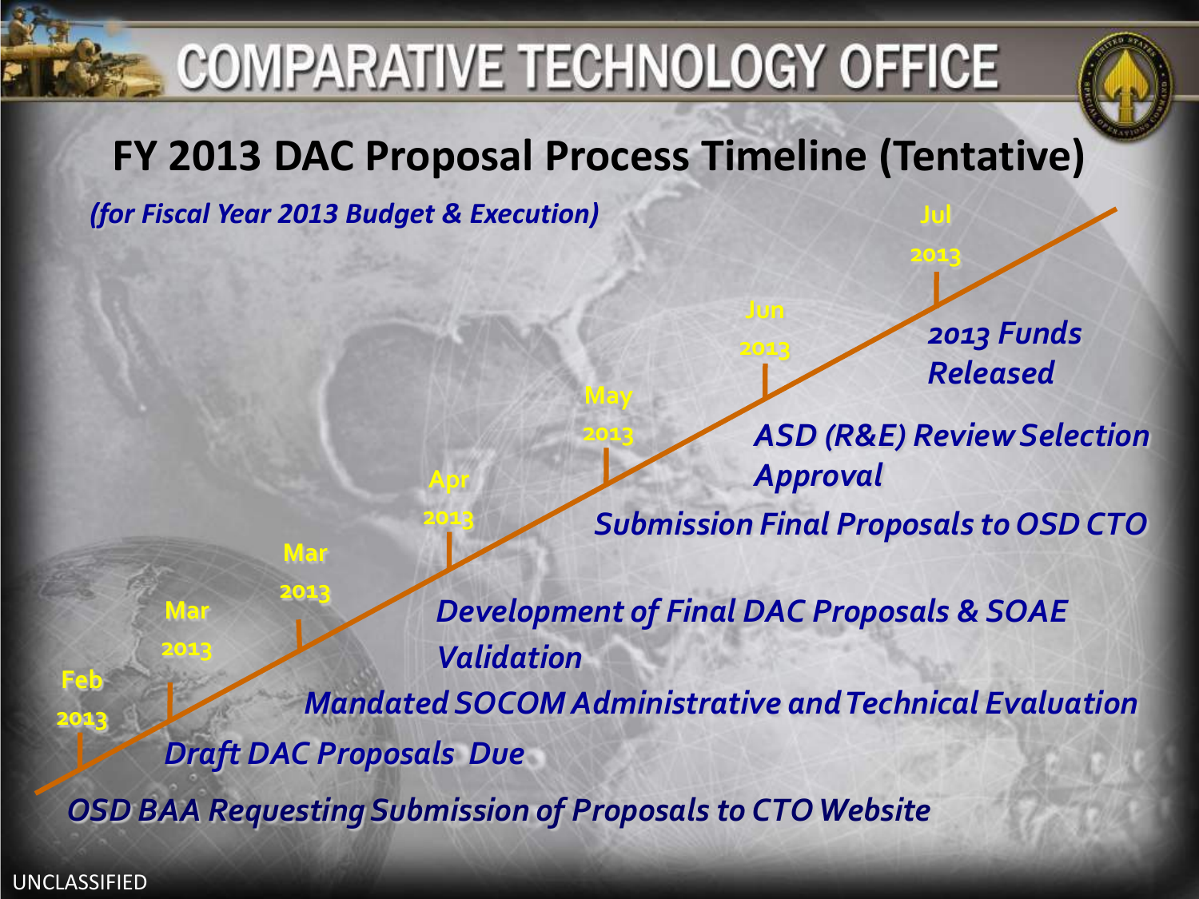# COMPARATIVE TECHNOLOGY OFFICE

## FY 2013 DAC Proposal Process Timeline (Tentative)

*(for Fiscal Year 2013 Budget & Execution)*

- **Feb 2013** — *OSD BAA Requesting Submission of Proposals to CTO Website*
- **Mar 2013** — *Draft DAC Proposals Due*
- **Mar 2013** — *Mandated SOCOM Administrative and Technical Evaluation*
- **Apr 2013** — *Development of Final DAC Proposals & SOAE Validation*
- **May 2013** — *Submission Final Proposals to OSD CTO*
- **Jun 2013** — *ASD (R&E) Review Selection Approval*
- **Jul 2013** — *2013 Funds Released*

UNCLASSIFIED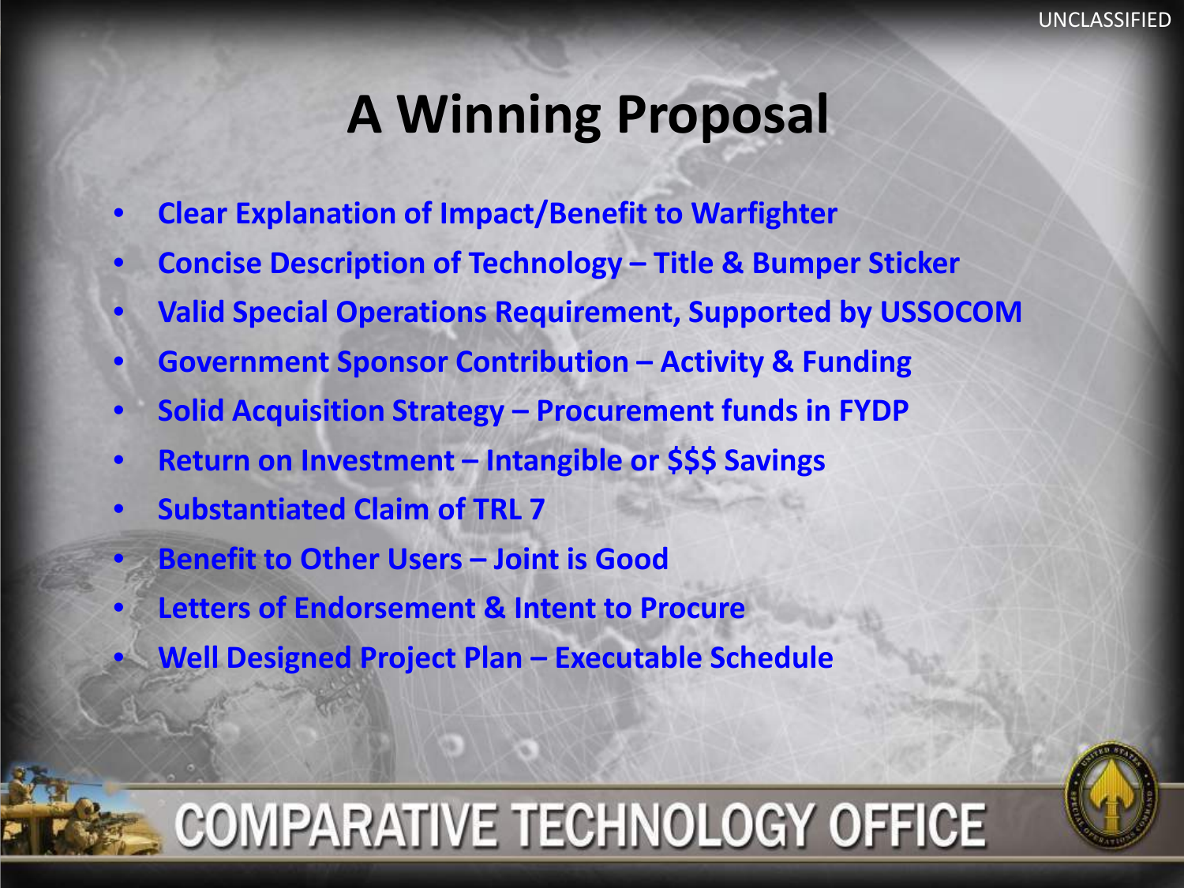# A Winning Proposal

- Clear Explanation of Impact/Benefit to Warfighter
- Concise Description of Technology – Title & Bumper Sticker
- Valid Special Operations Requirement, Supported by USSOCOM
- Government Sponsor Contribution – Activity & Funding
- Solid Acquisition Strategy – Procurement funds in FYDP
- Return on Investment – Intangible or $$$ Savings
- Substantiated Claim of TRL 7
- Benefit to Other Users – Joint is Good
- Letters of Endorsement & Intent to Procure
- Well Designed Project Plan – Executable Schedule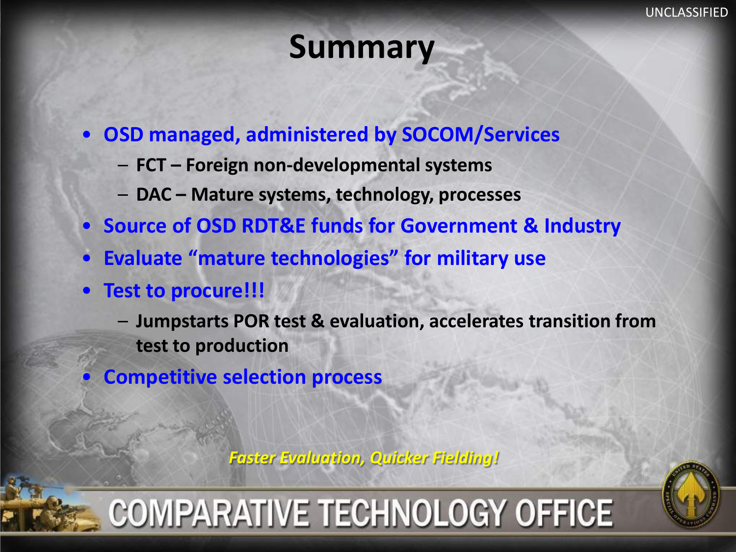# Summary

- **OSD managed, administered by SOCOM/Services**
  - **FCT – Foreign non-developmental systems**
  - **DAC – Mature systems, technology, processes**
- **Source of OSD RDT&E funds for Government & Industry**
- **Evaluate "mature technologies" for military use**
- **Test to procure!!!**
  - **Jumpstarts POR test & evaluation, accelerates transition from test to production**
- **Competitive selection process**

***Faster Evaluation, Quicker Fielding!***

COMPARATIVE TECHNOLOGY OFFICE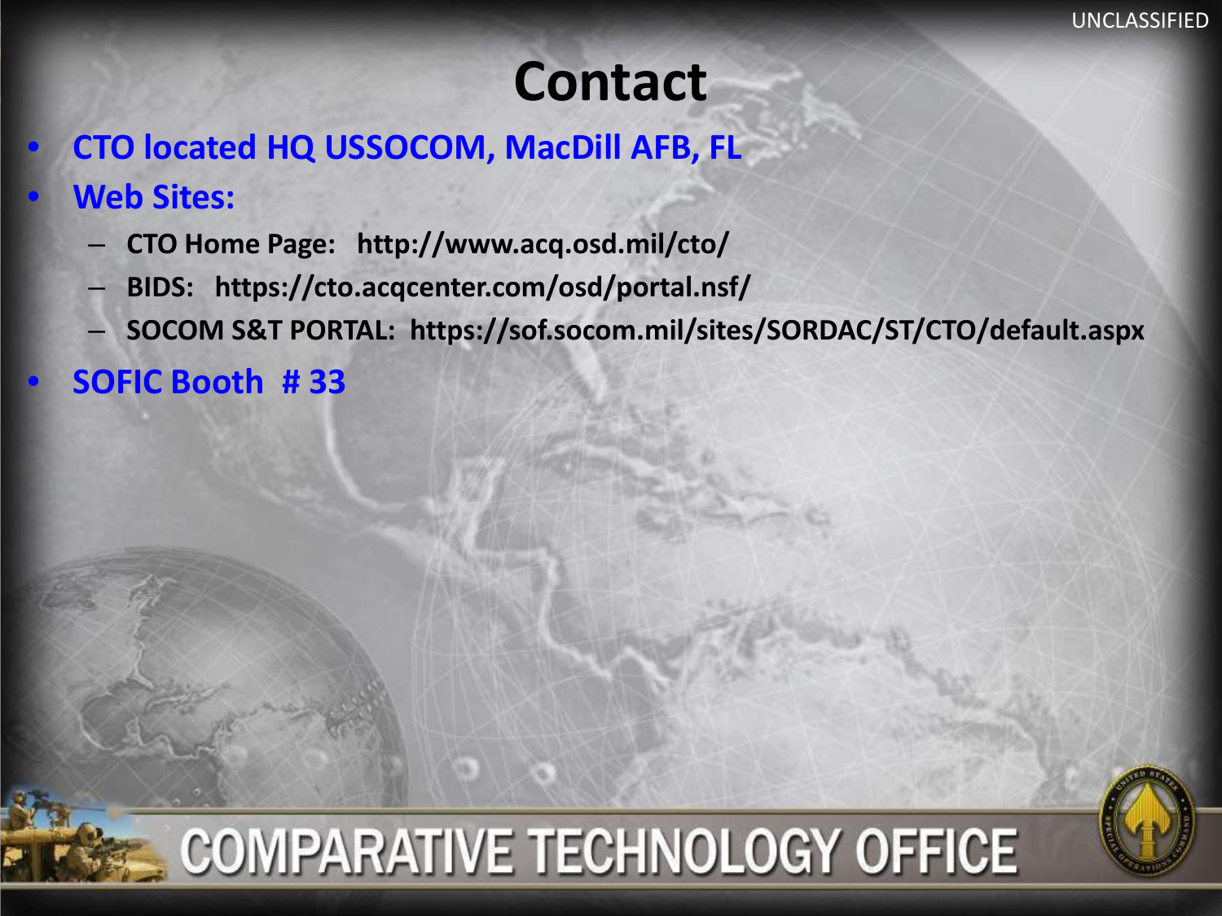# Contact

- **CTO located HQ USSOCOM, MacDill AFB, FL**
- **Web Sites:**
  - **CTO Home Page: http://www.acq.osd.mil/cto/**
  - **BIDS: https://cto.acqcenter.com/osd/portal.nsf/**
  - **SOCOM S&T PORTAL: https://sof.socom.mil/sites/SORDAC/ST/CTO/default.aspx**
- **SOFIC Booth # 33**